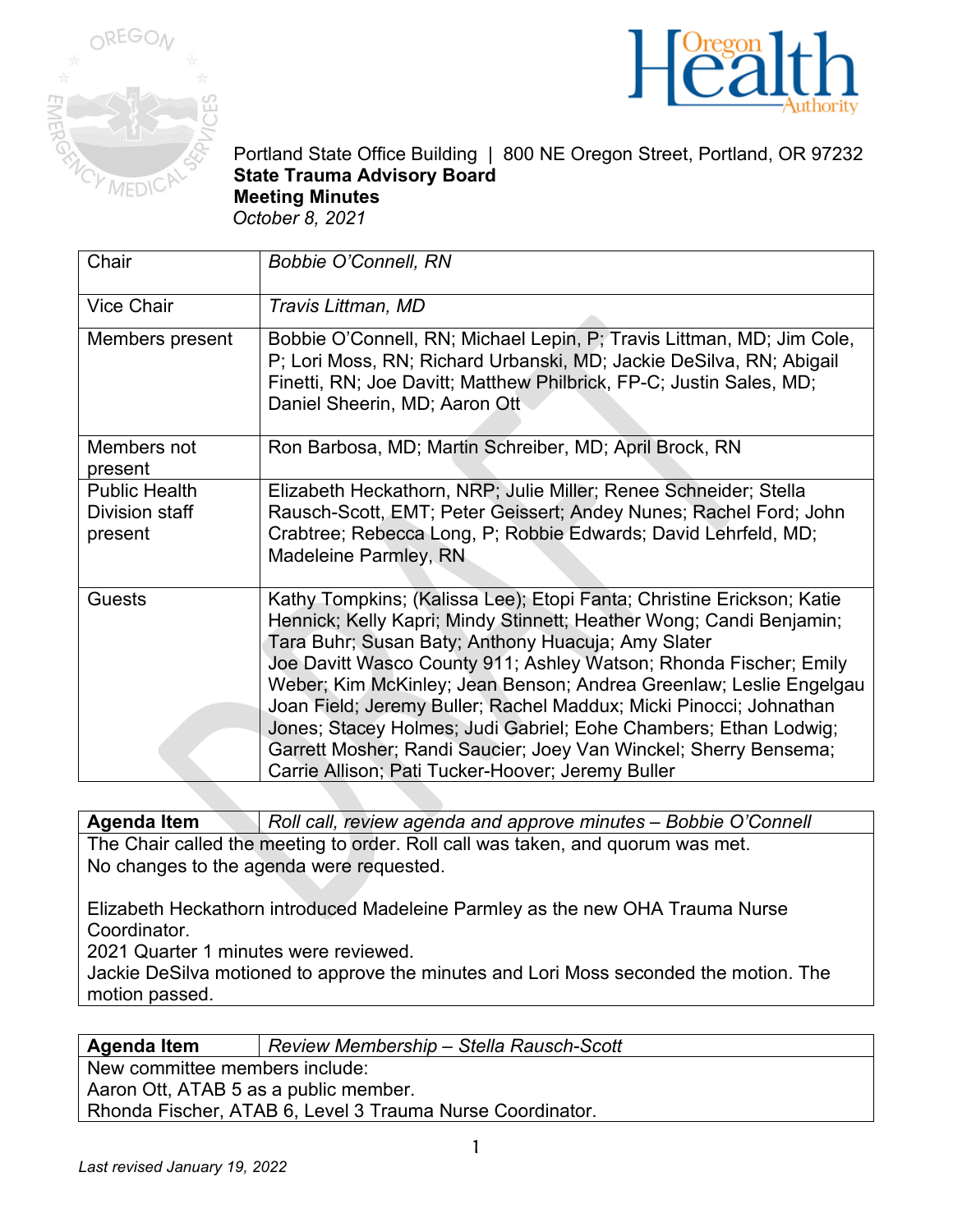Portland State Office Building | 800 NE Oregon Street, Portland, OR 97232

**State Trauma Advisory Board**

**Meeting Minutes**

*October 8, 2021*

| | |
|---|---|
| Chair | *Bobbie O'Connell, RN* |
| Vice Chair | *Travis Littman, MD* |
| Members present | Bobbie O'Connell, RN; Michael Lepin, P; Travis Littman, MD; Jim Cole, P; Lori Moss, RN; Richard Urbanski, MD; Jackie DeSilva, RN; Abigail Finetti, RN; Joe Davitt; Matthew Philbrick, FP-C; Justin Sales, MD; Daniel Sheerin, MD; Aaron Ott |
| Members not present | Ron Barbosa, MD; Martin Schreiber, MD; April Brock, RN |
| Public Health Division staff present | Elizabeth Heckathorn, NRP; Julie Miller; Renee Schneider; Stella Rausch-Scott, EMT; Peter Geissert; Andey Nunes; Rachel Ford; John Crabtree; Rebecca Long, P; Robbie Edwards; David Lehrfeld, MD; Madeleine Parmley, RN |
| Guests | Kathy Tompkins; (Kalissa Lee); Etopi Fanta; Christine Erickson; Katie Hennick; Kelly Kapri; Mindy Stinnett; Heather Wong; Candi Benjamin; Tara Buhr; Susan Baty; Anthony Huacuja; Amy Slater Joe Davitt Wasco County 911; Ashley Watson; Rhonda Fischer; Emily Weber; Kim McKinley; Jean Benson; Andrea Greenlaw; Leslie Engelgau Joan Field; Jeremy Buller; Rachel Maddux; Micki Pinocci; Johnathan Jones; Stacey Holmes; Judi Gabriel; Eohe Chambers; Ethan Lodwig; Garrett Mosher; Randi Saucier; Joey Van Winckel; Sherry Bensema; Carrie Allison; Pati Tucker-Hoover; Jeremy Buller |

| **Agenda Item** | *Roll call, review agenda and approve minutes – Bobbie O'Connell* |
|---|---|

The Chair called the meeting to order. Roll call was taken, and quorum was met.
No changes to the agenda were requested.

Elizabeth Heckathorn introduced Madeleine Parmley as the new OHA Trauma Nurse Coordinator.
2021 Quarter 1 minutes were reviewed.
Jackie DeSilva motioned to approve the minutes and Lori Moss seconded the motion. The motion passed.

| **Agenda Item** | *Review Membership – Stella Rausch-Scott* |
|---|---|

New committee members include:
Aaron Ott, ATAB 5 as a public member.
Rhonda Fischer, ATAB 6, Level 3 Trauma Nurse Coordinator.

*Last revised January 19, 2022*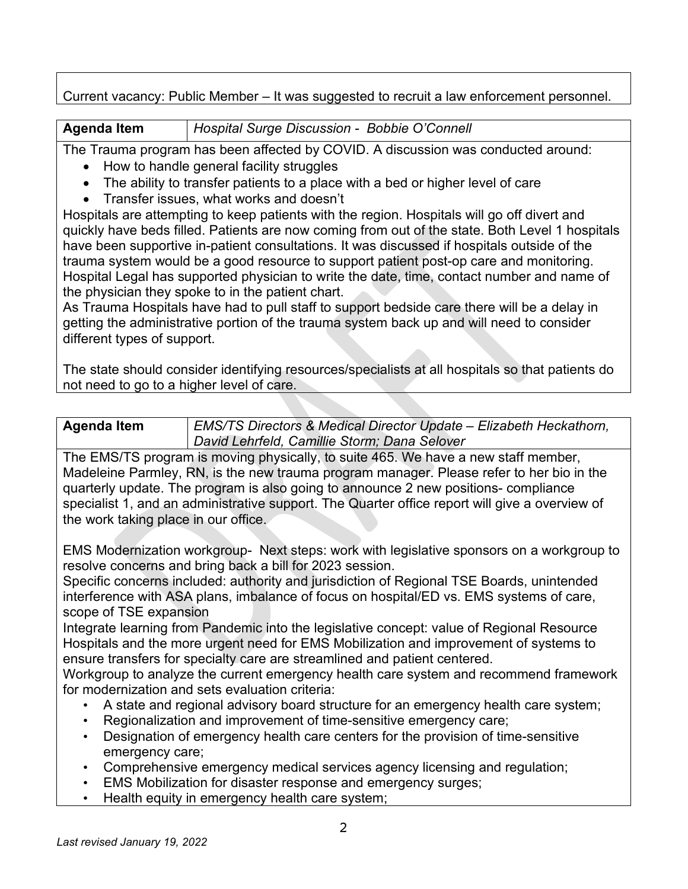Current vacancy: Public Member – It was suggested to recruit a law enforcement personnel.

| **Agenda Item** | *Hospital Surge Discussion - Bobbie O'Connell* |
|---|---|

The Trauma program has been affected by COVID. A discussion was conducted around:

- How to handle general facility struggles
- The ability to transfer patients to a place with a bed or higher level of care
- Transfer issues, what works and doesn't

Hospitals are attempting to keep patients with the region. Hospitals will go off divert and quickly have beds filled. Patients are now coming from out of the state. Both Level 1 hospitals have been supportive in-patient consultations. It was discussed if hospitals outside of the trauma system would be a good resource to support patient post-op care and monitoring. Hospital Legal has supported physician to write the date, time, contact number and name of the physician they spoke to in the patient chart.

As Trauma Hospitals have had to pull staff to support bedside care there will be a delay in getting the administrative portion of the trauma system back up and will need to consider different types of support.

The state should consider identifying resources/specialists at all hospitals so that patients do not need to go to a higher level of care.

| **Agenda Item** | *EMS/TS Directors & Medical Director Update – Elizabeth Heckathorn, David Lehrfeld, Camillie Storm; Dana Selover* |
|---|---|

The EMS/TS program is moving physically, to suite 465. We have a new staff member, Madeleine Parmley, RN, is the new trauma program manager. Please refer to her bio in the quarterly update. The program is also going to announce 2 new positions- compliance specialist 1, and an administrative support. The Quarter office report will give a overview of the work taking place in our office.

EMS Modernization workgroup- Next steps: work with legislative sponsors on a workgroup to resolve concerns and bring back a bill for 2023 session.

Specific concerns included: authority and jurisdiction of Regional TSE Boards, unintended interference with ASA plans, imbalance of focus on hospital/ED vs. EMS systems of care, scope of TSE expansion

Integrate learning from Pandemic into the legislative concept: value of Regional Resource Hospitals and the more urgent need for EMS Mobilization and improvement of systems to ensure transfers for specialty care are streamlined and patient centered.

Workgroup to analyze the current emergency health care system and recommend framework for modernization and sets evaluation criteria:

- A state and regional advisory board structure for an emergency health care system;
- Regionalization and improvement of time-sensitive emergency care;
- Designation of emergency health care centers for the provision of time-sensitive emergency care;
- Comprehensive emergency medical services agency licensing and regulation;
- EMS Mobilization for disaster response and emergency surges;
- Health equity in emergency health care system;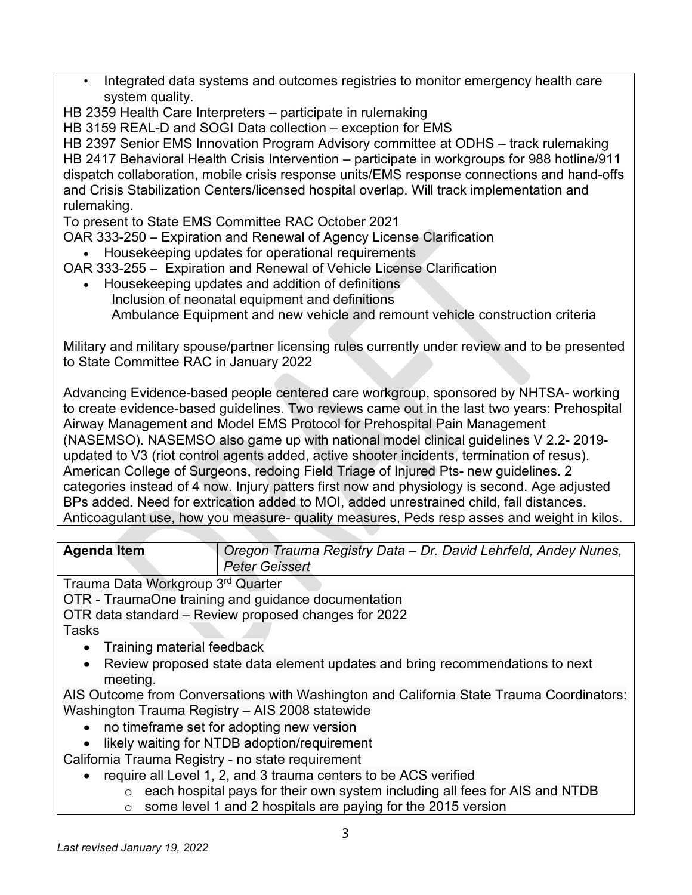- Integrated data systems and outcomes registries to monitor emergency health care system quality.

HB 2359 Health Care Interpreters – participate in rulemaking
HB 3159 REAL-D and SOGI Data collection – exception for EMS
HB 2397 Senior EMS Innovation Program Advisory committee at ODHS – track rulemaking
HB 2417 Behavioral Health Crisis Intervention – participate in workgroups for 988 hotline/911 dispatch collaboration, mobile crisis response units/EMS response connections and hand-offs and Crisis Stabilization Centers/licensed hospital overlap. Will track implementation and rulemaking.
To present to State EMS Committee RAC October 2021
OAR 333-250 – Expiration and Renewal of Agency License Clarification

- Housekeeping updates for operational requirements

OAR 333-255 – Expiration and Renewal of Vehicle License Clarification

- Housekeeping updates and addition of definitions
  - Inclusion of neonatal equipment and definitions
  - Ambulance Equipment and new vehicle and remount vehicle construction criteria

Military and military spouse/partner licensing rules currently under review and to be presented to State Committee RAC in January 2022

Advancing Evidence-based people centered care workgroup, sponsored by NHTSA- working to create evidence-based guidelines. Two reviews came out in the last two years: Prehospital Airway Management and Model EMS Protocol for Prehospital Pain Management (NASEMSO). NASEMSO also game up with national model clinical guidelines V 2.2- 2019- updated to V3 (riot control agents added, active shooter incidents, termination of resus). American College of Surgeons, redoing Field Triage of Injured Pts- new guidelines. 2 categories instead of 4 now. Injury patters first now and physiology is second. Age adjusted BPs added. Need for extrication added to MOI, added unrestrained child, fall distances. Anticoagulant use, how you measure- quality measures, Peds resp asses and weight in kilos.

| **Agenda Item** | *Oregon Trauma Registry Data – Dr. David Lehrfeld, Andey Nunes, Peter Geissert* |
|---|---|

Trauma Data Workgroup 3rd Quarter
OTR - TraumaOne training and guidance documentation
OTR data standard – Review proposed changes for 2022
Tasks

- Training material feedback
- Review proposed state data element updates and bring recommendations to next meeting.

AIS Outcome from Conversations with Washington and California State Trauma Coordinators:
Washington Trauma Registry – AIS 2008 statewide

- no timeframe set for adopting new version
- likely waiting for NTDB adoption/requirement

California Trauma Registry - no state requirement

- require all Level 1, 2, and 3 trauma centers to be ACS verified
  - each hospital pays for their own system including all fees for AIS and NTDB
  - some level 1 and 2 hospitals are paying for the 2015 version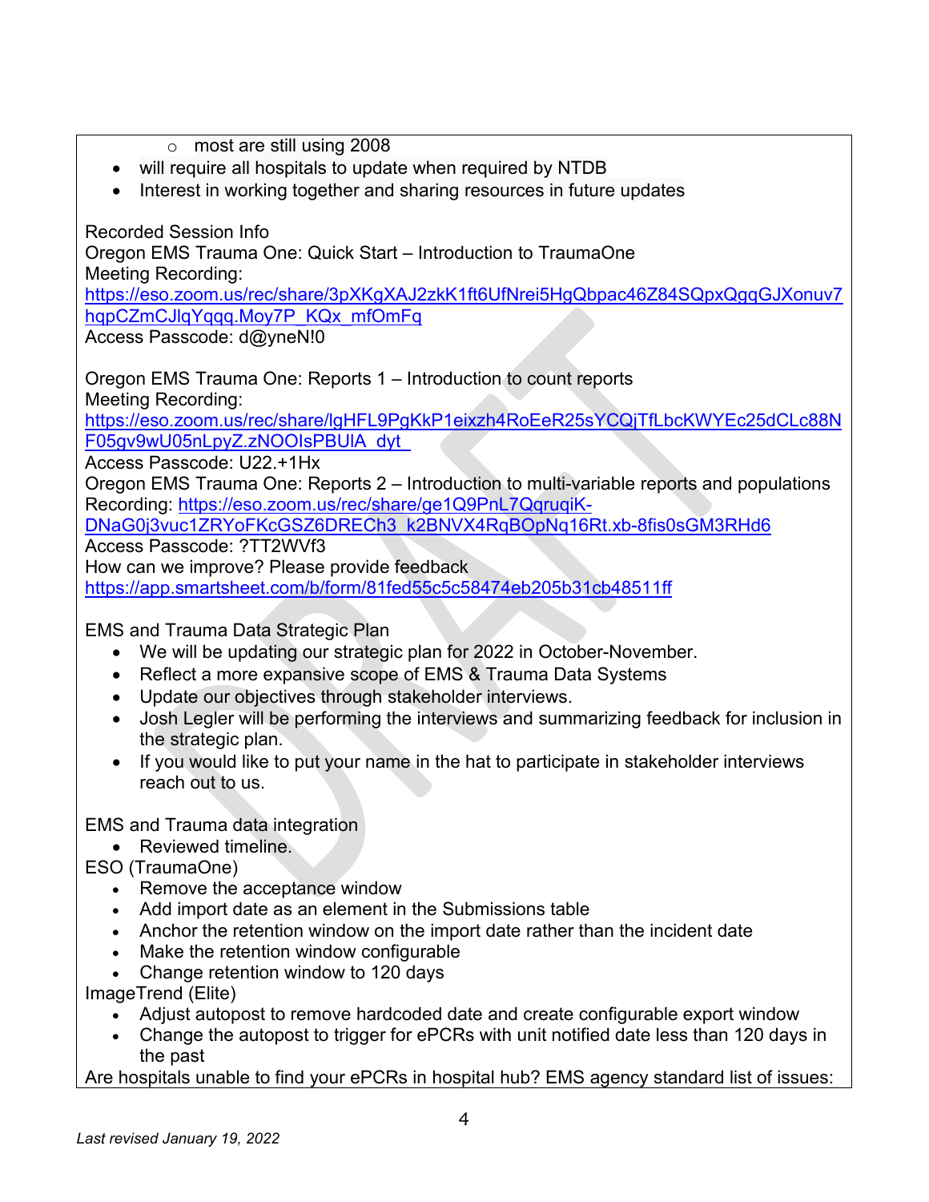- most are still using 2008
- will require all hospitals to update when required by NTDB
- Interest in working together and sharing resources in future updates

Recorded Session Info

Oregon EMS Trauma One: Quick Start – Introduction to TraumaOne

Meeting Recording:
https://eso.zoom.us/rec/share/3pXKgXAJ2zkK1ft6UfNrei5HgQbpac46Z84SQpxQgqGJXonuv7hqpCZmCJlqYqqq.Moy7P_KQx_mfOmFq

Access Passcode: d@yneN!0

Oregon EMS Trauma One: Reports 1 – Introduction to count reports

Meeting Recording:
https://eso.zoom.us/rec/share/lgHFL9PgKkP1eixzh4RoEeR25sYCQjTfLbcKWYEc25dCLc88NF05gv9wU05nLpyZ.zNOOIsPBUlA_dyt

Access Passcode: U22.+1Hx

Oregon EMS Trauma One: Reports 2 – Introduction to multi-variable reports and populations

Recording: https://eso.zoom.us/rec/share/ge1Q9PnL7QqruqiK-DNaG0j3vuc1ZRYoFKcGSZ6DRECh3_k2BNVX4RqBOpNq16Rt.xb-8fis0sGM3RHd6

Access Passcode: ?TT2WVf3

How can we improve? Please provide feedback
https://app.smartsheet.com/b/form/81fed55c5c58474eb205b31cb48511ff

EMS and Trauma Data Strategic Plan

- We will be updating our strategic plan for 2022 in October-November.
- Reflect a more expansive scope of EMS & Trauma Data Systems
- Update our objectives through stakeholder interviews.
- Josh Legler will be performing the interviews and summarizing feedback for inclusion in the strategic plan.
- If you would like to put your name in the hat to participate in stakeholder interviews reach out to us.

EMS and Trauma data integration

- Reviewed timeline.

ESO (TraumaOne)

- Remove the acceptance window
- Add import date as an element in the Submissions table
- Anchor the retention window on the import date rather than the incident date
- Make the retention window configurable
- Change retention window to 120 days

ImageTrend (Elite)

- Adjust autopost to remove hardcoded date and create configurable export window
- Change the autopost to trigger for ePCRs with unit notified date less than 120 days in the past

Are hospitals unable to find your ePCRs in hospital hub? EMS agency standard list of issues: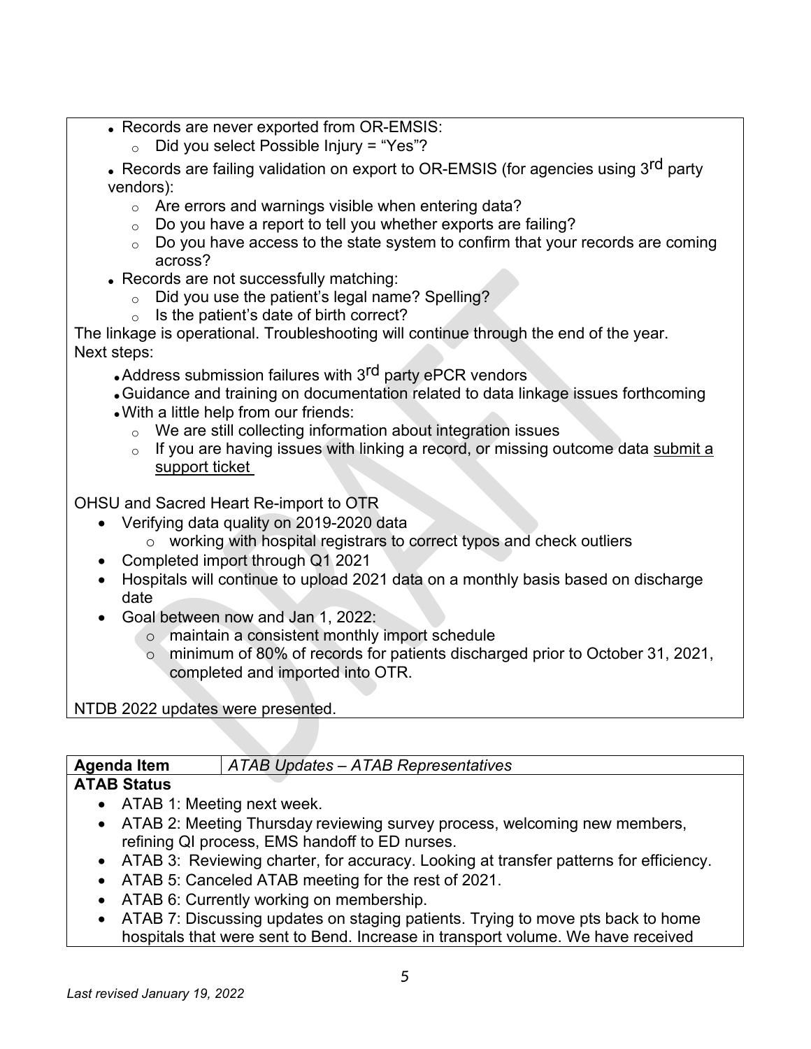- Records are never exported from OR-EMSIS:
  - Did you select Possible Injury = "Yes"?
- Records are failing validation on export to OR-EMSIS (for agencies using 3rd party vendors):
  - Are errors and warnings visible when entering data?
  - Do you have a report to tell you whether exports are failing?
  - Do you have access to the state system to confirm that your records are coming across?
- Records are not successfully matching:
  - Did you use the patient's legal name? Spelling?
  - Is the patient's date of birth correct?

The linkage is operational. Troubleshooting will continue through the end of the year.

Next steps:

- Address submission failures with 3rd party ePCR vendors
- Guidance and training on documentation related to data linkage issues forthcoming
- With a little help from our friends:
  - We are still collecting information about integration issues
  - If you are having issues with linking a record, or missing outcome data submit a support ticket

OHSU and Sacred Heart Re-import to OTR

- Verifying data quality on 2019-2020 data
  - working with hospital registrars to correct typos and check outliers
- Completed import through Q1 2021
- Hospitals will continue to upload 2021 data on a monthly basis based on discharge date
- Goal between now and Jan 1, 2022:
  - maintain a consistent monthly import schedule
  - minimum of 80% of records for patients discharged prior to October 31, 2021, completed and imported into OTR.

NTDB 2022 updates were presented.

| **Agenda Item** | *ATAB Updates – ATAB Representatives* |
|---|---|

**ATAB Status**

- ATAB 1: Meeting next week.
- ATAB 2: Meeting Thursday reviewing survey process, welcoming new members, refining QI process, EMS handoff to ED nurses.
- ATAB 3: Reviewing charter, for accuracy. Looking at transfer patterns for efficiency.
- ATAB 5: Canceled ATAB meeting for the rest of 2021.
- ATAB 6: Currently working on membership.
- ATAB 7: Discussing updates on staging patients. Trying to move pts back to home hospitals that were sent to Bend. Increase in transport volume. We have received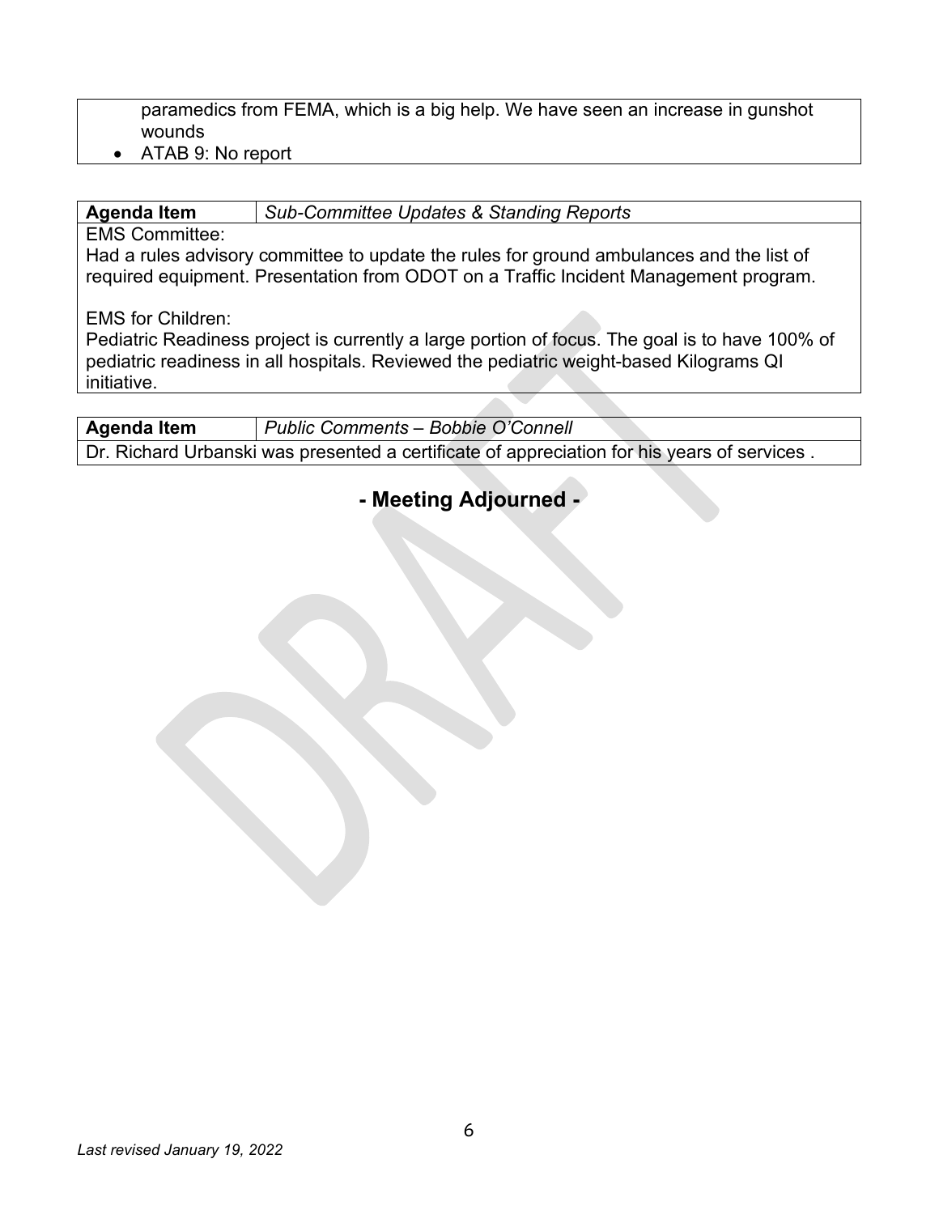paramedics from FEMA, which is a big help. We have seen an increase in gunshot wounds

- ATAB 9: No report

| **Agenda Item** | *Sub-Committee Updates & Standing Reports* |
|---|---|

EMS Committee:
Had a rules advisory committee to update the rules for ground ambulances and the list of required equipment. Presentation from ODOT on a Traffic Incident Management program.

EMS for Children:
Pediatric Readiness project is currently a large portion of focus. The goal is to have 100% of pediatric readiness in all hospitals. Reviewed the pediatric weight-based Kilograms QI initiative.

| **Agenda Item** | *Public Comments – Bobbie O'Connell* |
|---|---|

Dr. Richard Urbanski was presented a certificate of appreciation for his years of services .

## - Meeting Adjourned -

*Last revised January 19, 2022*